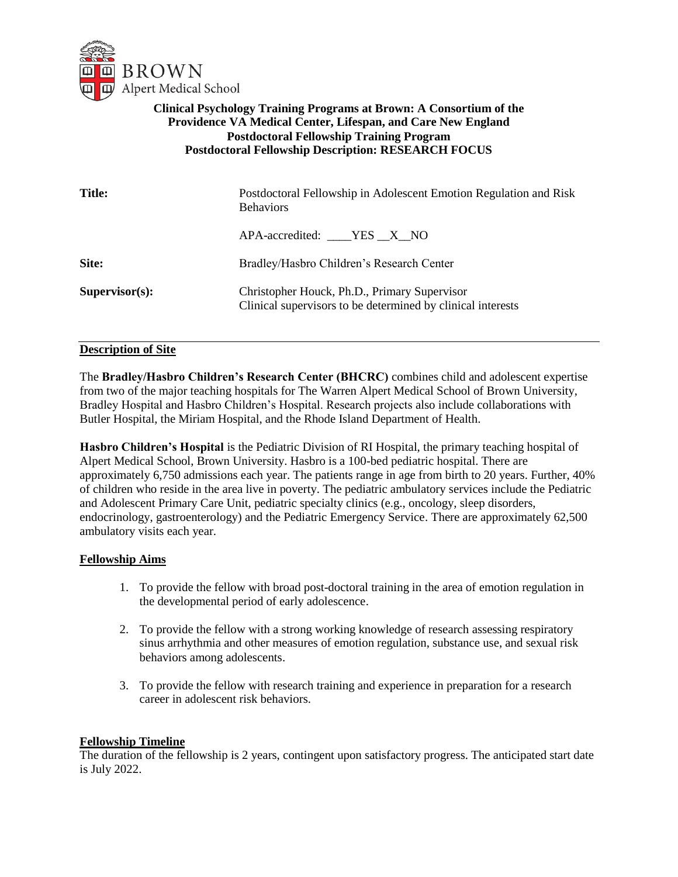BROWN
Alpert Medical School

**Clinical Psychology Training Programs at Brown: A Consortium of the Providence VA Medical Center, Lifespan, and Care New England**
**Postdoctoral Fellowship Training Program**
**Postdoctoral Fellowship Description: RESEARCH FOCUS**

| | |
|---|---|
| **Title:** | Postdoctoral Fellowship in Adolescent Emotion Regulation and Risk Behaviors |
| | APA-accredited: ____YES __X__NO |
| **Site:** | Bradley/Hasbro Children's Research Center |
| **Supervisor(s):** | Christopher Houck, Ph.D., Primary Supervisor<br>Clinical supervisors to be determined by clinical interests |

---

## Description of Site

The **Bradley/Hasbro Children's Research Center (BHCRC)** combines child and adolescent expertise from two of the major teaching hospitals for The Warren Alpert Medical School of Brown University, Bradley Hospital and Hasbro Children's Hospital. Research projects also include collaborations with Butler Hospital, the Miriam Hospital, and the Rhode Island Department of Health.

**Hasbro Children's Hospital** is the Pediatric Division of RI Hospital, the primary teaching hospital of Alpert Medical School, Brown University. Hasbro is a 100-bed pediatric hospital. There are approximately 6,750 admissions each year. The patients range in age from birth to 20 years. Further, 40% of children who reside in the area live in poverty. The pediatric ambulatory services include the Pediatric and Adolescent Primary Care Unit, pediatric specialty clinics (e.g., oncology, sleep disorders, endocrinology, gastroenterology) and the Pediatric Emergency Service. There are approximately 62,500 ambulatory visits each year.

## Fellowship Aims

1. To provide the fellow with broad post-doctoral training in the area of emotion regulation in the developmental period of early adolescence.
2. To provide the fellow with a strong working knowledge of research assessing respiratory sinus arrhythmia and other measures of emotion regulation, substance use, and sexual risk behaviors among adolescents.
3. To provide the fellow with research training and experience in preparation for a research career in adolescent risk behaviors.

## Fellowship Timeline

The duration of the fellowship is 2 years, contingent upon satisfactory progress. The anticipated start date is July 2022.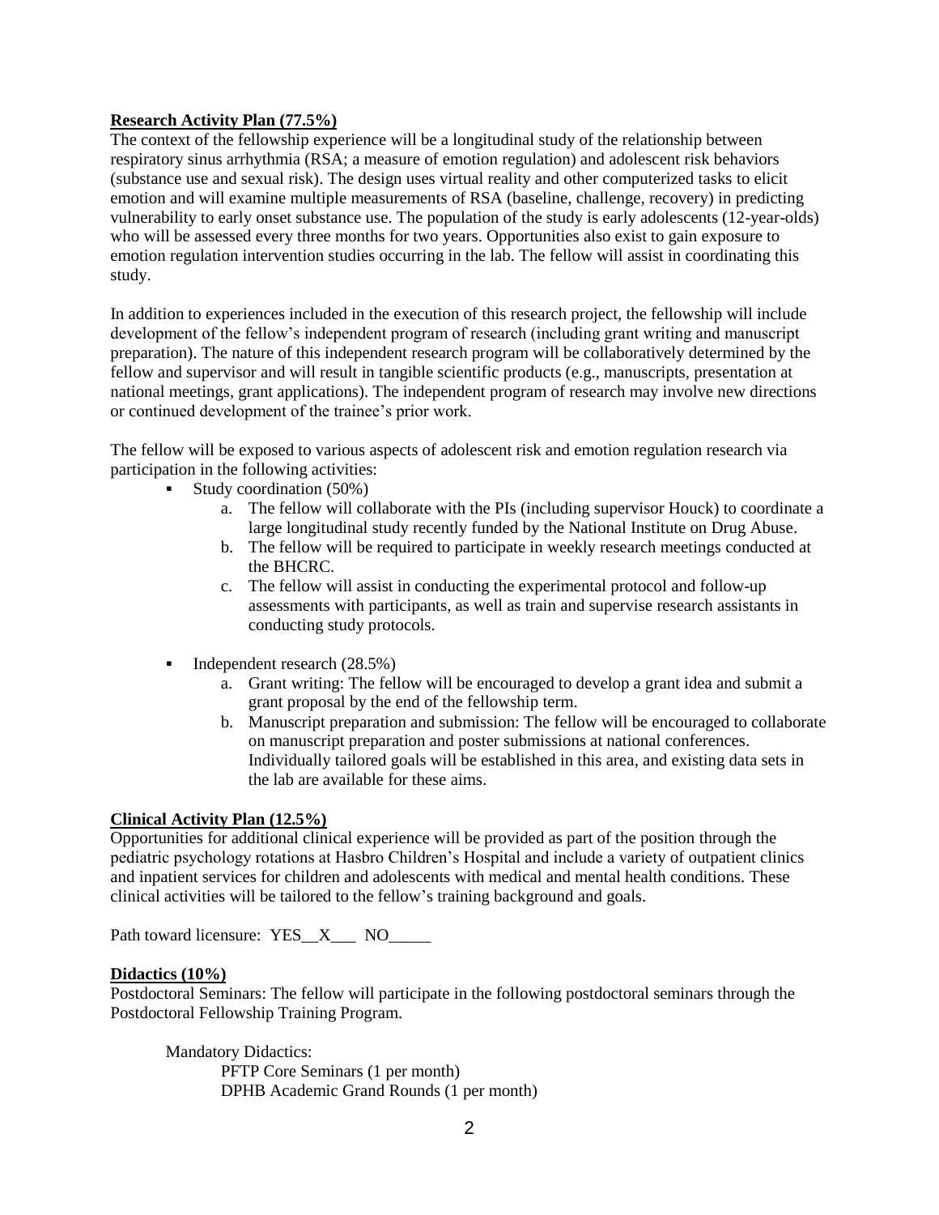**Research Activity Plan (77.5%)**

The context of the fellowship experience will be a longitudinal study of the relationship between respiratory sinus arrhythmia (RSA; a measure of emotion regulation) and adolescent risk behaviors (substance use and sexual risk). The design uses virtual reality and other computerized tasks to elicit emotion and will examine multiple measurements of RSA (baseline, challenge, recovery) in predicting vulnerability to early onset substance use. The population of the study is early adolescents (12-year-olds) who will be assessed every three months for two years. Opportunities also exist to gain exposure to emotion regulation intervention studies occurring in the lab. The fellow will assist in coordinating this study.

In addition to experiences included in the execution of this research project, the fellowship will include development of the fellow's independent program of research (including grant writing and manuscript preparation). The nature of this independent research program will be collaboratively determined by the fellow and supervisor and will result in tangible scientific products (e.g., manuscripts, presentation at national meetings, grant applications). The independent program of research may involve new directions or continued development of the trainee's prior work.

The fellow will be exposed to various aspects of adolescent risk and emotion regulation research via participation in the following activities:

- Study coordination (50%)
  a. The fellow will collaborate with the PIs (including supervisor Houck) to coordinate a large longitudinal study recently funded by the National Institute on Drug Abuse.
  b. The fellow will be required to participate in weekly research meetings conducted at the BHCRC.
  c. The fellow will assist in conducting the experimental protocol and follow-up assessments with participants, as well as train and supervise research assistants in conducting study protocols.

- Independent research (28.5%)
  a. Grant writing: The fellow will be encouraged to develop a grant idea and submit a grant proposal by the end of the fellowship term.
  b. Manuscript preparation and submission: The fellow will be encouraged to collaborate on manuscript preparation and poster submissions at national conferences. Individually tailored goals will be established in this area, and existing data sets in the lab are available for these aims.

**Clinical Activity Plan (12.5%)**

Opportunities for additional clinical experience will be provided as part of the position through the pediatric psychology rotations at Hasbro Children's Hospital and include a variety of outpatient clinics and inpatient services for children and adolescents with medical and mental health conditions. These clinical activities will be tailored to the fellow's training background and goals.

Path toward licensure: YES__X___ NO_____

**Didactics (10%)**

Postdoctoral Seminars: The fellow will participate in the following postdoctoral seminars through the Postdoctoral Fellowship Training Program.

Mandatory Didactics:

PFTP Core Seminars (1 per month)
DPHB Academic Grand Rounds (1 per month)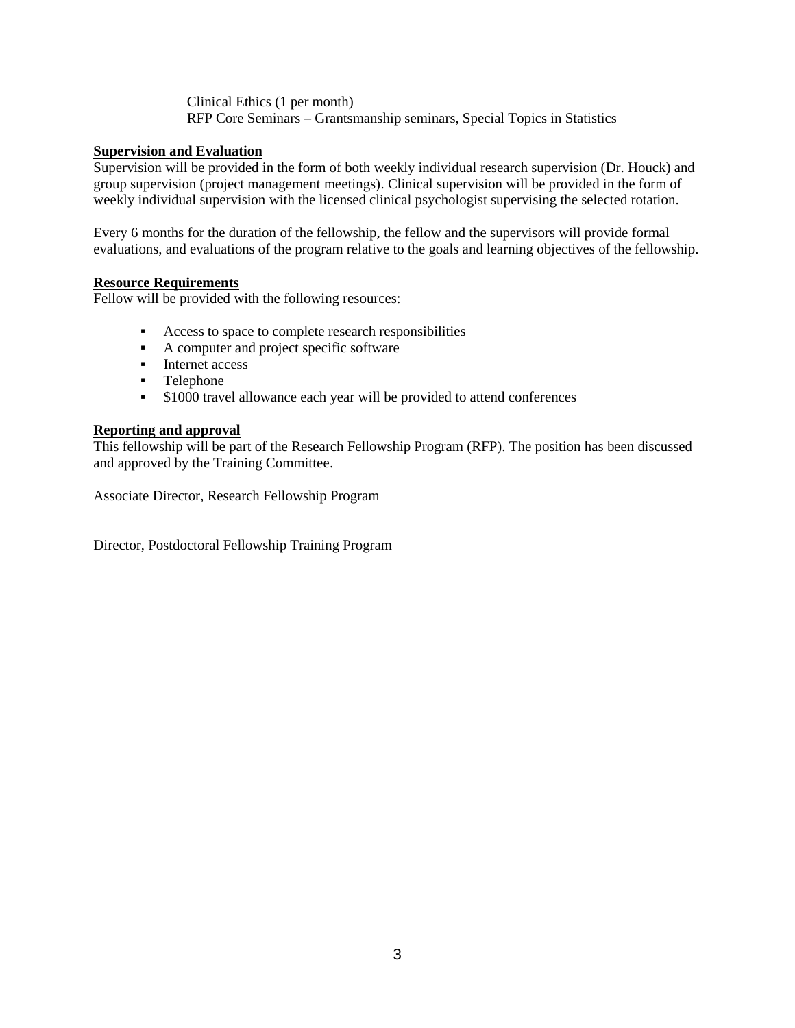Clinical Ethics (1 per month)
RFP Core Seminars – Grantsmanship seminars, Special Topics in Statistics

**Supervision and Evaluation**

Supervision will be provided in the form of both weekly individual research supervision (Dr. Houck) and group supervision (project management meetings). Clinical supervision will be provided in the form of weekly individual supervision with the licensed clinical psychologist supervising the selected rotation.

Every 6 months for the duration of the fellowship, the fellow and the supervisors will provide formal evaluations, and evaluations of the program relative to the goals and learning objectives of the fellowship.

**Resource Requirements**

Fellow will be provided with the following resources:

- Access to space to complete research responsibilities
- A computer and project specific software
- Internet access
- Telephone
- $1000 travel allowance each year will be provided to attend conferences

**Reporting and approval**

This fellowship will be part of the Research Fellowship Program (RFP). The position has been discussed and approved by the Training Committee.

Associate Director, Research Fellowship Program

Director, Postdoctoral Fellowship Training Program